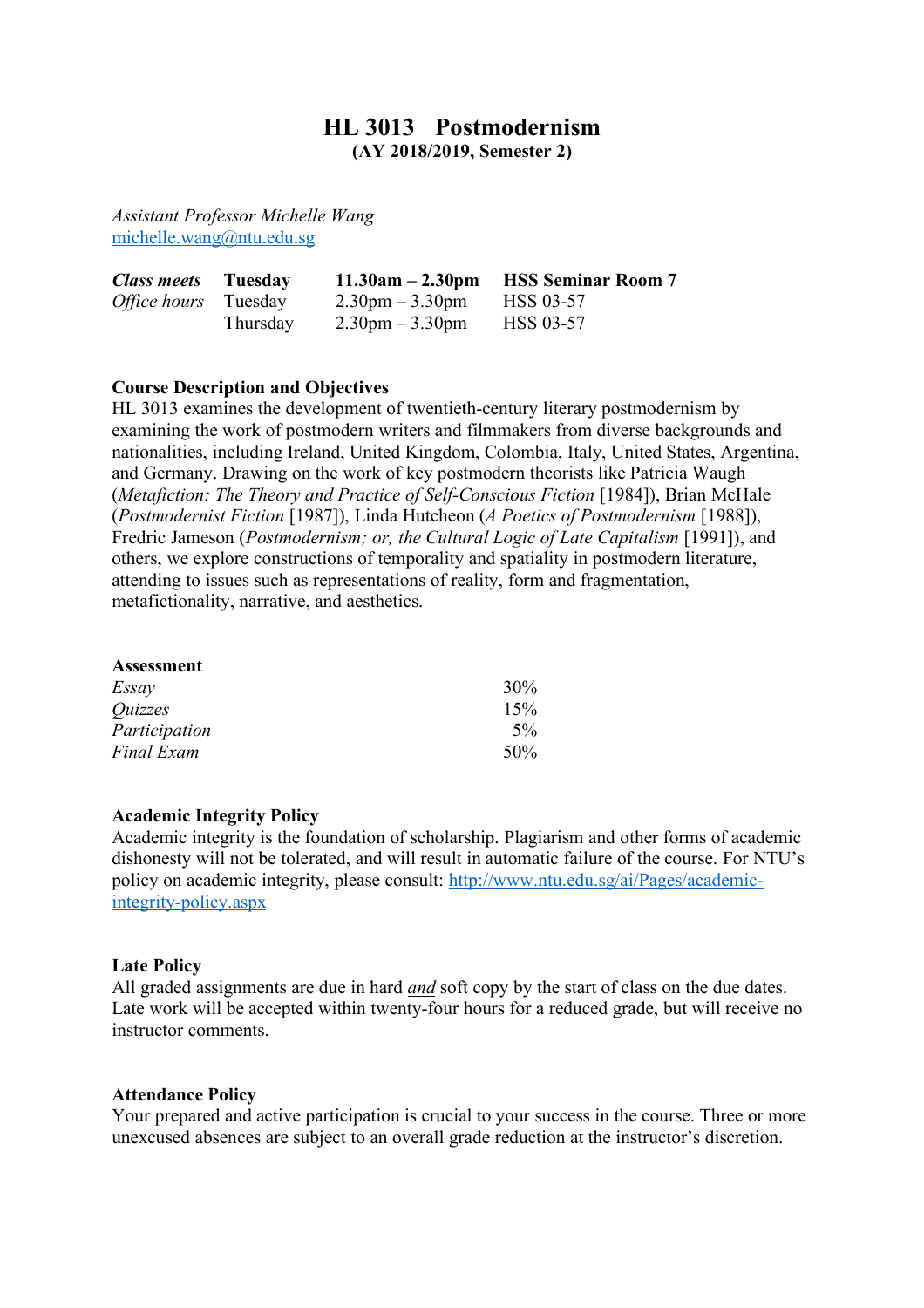# HL 3013 Postmodernism

**(AY 2018/2019, Semester 2)**

*Assistant Professor Michelle Wang*
michelle.wang@ntu.edu.sg

| | | | |
|---|---|---|---|
| ***Class meets*** | **Tuesday** | **11.30am – 2.30pm** | **HSS Seminar Room 7** |
| *Office hours* | Tuesday | 2.30pm – 3.30pm | HSS 03-57 |
| | Thursday | 2.30pm – 3.30pm | HSS 03-57 |

**Course Description and Objectives**
HL 3013 examines the development of twentieth-century literary postmodernism by examining the work of postmodern writers and filmmakers from diverse backgrounds and nationalities, including Ireland, United Kingdom, Colombia, Italy, United States, Argentina, and Germany. Drawing on the work of key postmodern theorists like Patricia Waugh (*Metafiction: The Theory and Practice of Self-Conscious Fiction* [1984]), Brian McHale (*Postmodernist Fiction* [1987]), Linda Hutcheon (*A Poetics of Postmodernism* [1988]), Fredric Jameson (*Postmodernism; or, the Cultural Logic of Late Capitalism* [1991]), and others, we explore constructions of temporality and spatiality in postmodern literature, attending to issues such as representations of reality, form and fragmentation, metafictionality, narrative, and aesthetics.

**Assessment**

| | |
|---|---|
| *Essay* | 30% |
| *Quizzes* | 15% |
| *Participation* | 5% |
| *Final Exam* | 50% |

**Academic Integrity Policy**
Academic integrity is the foundation of scholarship. Plagiarism and other forms of academic dishonesty will not be tolerated, and will result in automatic failure of the course. For NTU's policy on academic integrity, please consult: http://www.ntu.edu.sg/ai/Pages/academic-integrity-policy.aspx

**Late Policy**
All graded assignments are due in hard *and* soft copy by the start of class on the due dates. Late work will be accepted within twenty-four hours for a reduced grade, but will receive no instructor comments.

**Attendance Policy**
Your prepared and active participation is crucial to your success in the course. Three or more unexcused absences are subject to an overall grade reduction at the instructor's discretion.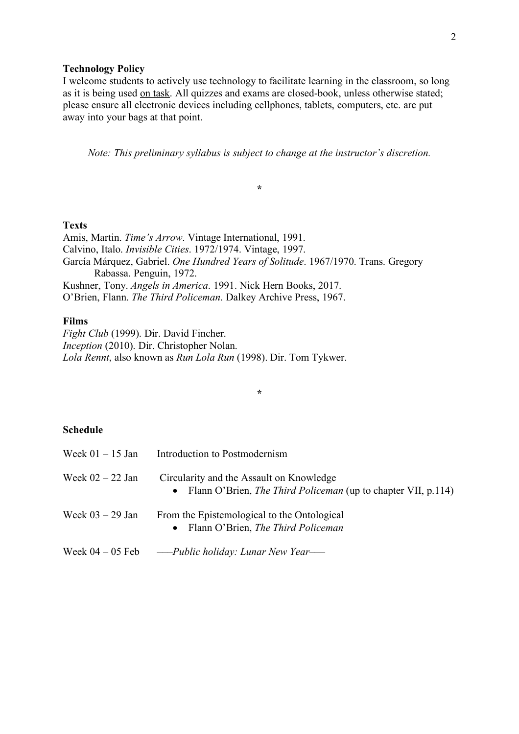**Technology Policy**

I welcome students to actively use technology to facilitate learning in the classroom, so long as it is being used <u>on task</u>. All quizzes and exams are closed-book, unless otherwise stated; please ensure all electronic devices including cellphones, tablets, computers, etc. are put away into your bags at that point.

*Note: This preliminary syllabus is subject to change at the instructor's discretion.*

*

**Texts**

Amis, Martin. *Time's Arrow*. Vintage International, 1991.
Calvino, Italo. *Invisible Cities*. 1972/1974. Vintage, 1997.
García Márquez, Gabriel. *One Hundred Years of Solitude*. 1967/1970. Trans. Gregory Rabassa. Penguin, 1972.
Kushner, Tony. *Angels in America*. 1991. Nick Hern Books, 2017.
O'Brien, Flann. *The Third Policeman*. Dalkey Archive Press, 1967.

**Films**

*Fight Club* (1999). Dir. David Fincher.
*Inception* (2010). Dir. Christopher Nolan.
*Lola Rennt*, also known as *Run Lola Run* (1998). Dir. Tom Tykwer.

*

**Schedule**

| | |
|---|---|
| Week 01 – 15 Jan | Introduction to Postmodernism |
| Week 02 – 22 Jan | Circularity and the Assault on Knowledge<br>• Flann O'Brien, *The Third Policeman* (up to chapter VII, p.114) |
| Week 03 – 29 Jan | From the Epistemological to the Ontological<br>• Flann O'Brien, *The Third Policeman* |
| Week 04 – 05 Feb | ––*Public holiday: Lunar New Year*–– |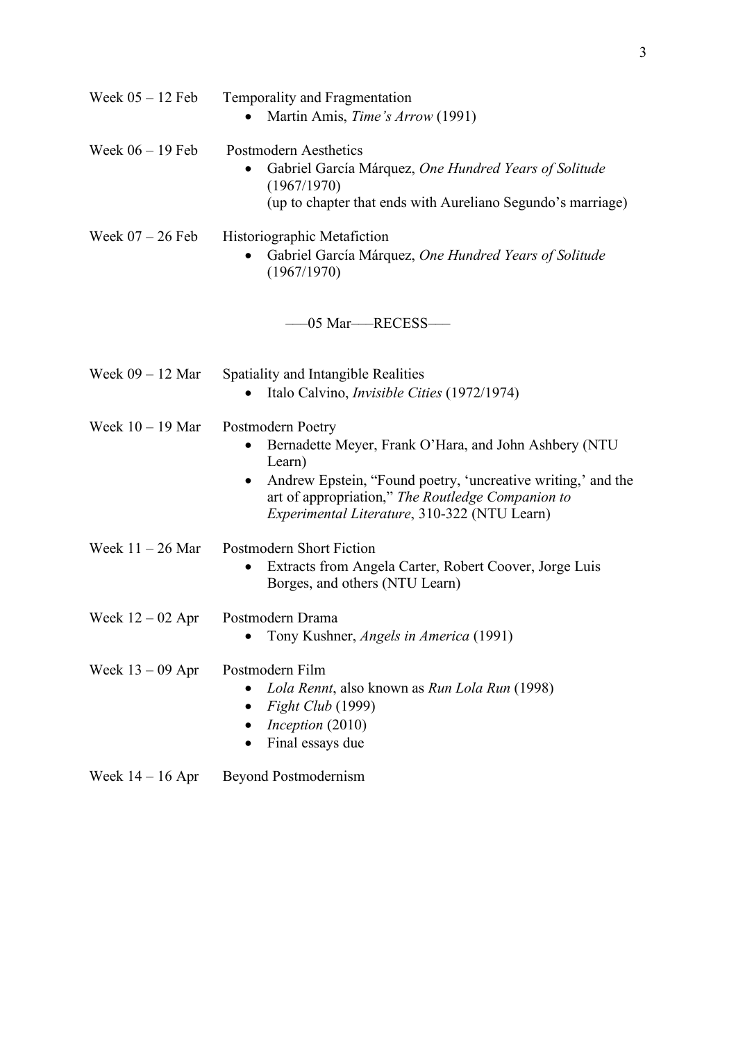Week 05 – 12 Feb Temporality and Fragmentation

- Martin Amis, *Time's Arrow* (1991)

Week 06 – 19 Feb Postmodern Aesthetics

- Gabriel García Márquez, *One Hundred Years of Solitude* (1967/1970)
  (up to chapter that ends with Aureliano Segundo's marriage)

Week 07 – 26 Feb Historiographic Metafiction

- Gabriel García Márquez, *One Hundred Years of Solitude* (1967/1970)

——05 Mar——RECESS——

Week 09 – 12 Mar Spatiality and Intangible Realities

- Italo Calvino, *Invisible Cities* (1972/1974)

Week 10 – 19 Mar Postmodern Poetry

- Bernadette Meyer, Frank O'Hara, and John Ashbery (NTU Learn)
- Andrew Epstein, "Found poetry, 'uncreative writing,' and the art of appropriation," *The Routledge Companion to Experimental Literature*, 310-322 (NTU Learn)

Week 11 – 26 Mar Postmodern Short Fiction

- Extracts from Angela Carter, Robert Coover, Jorge Luis Borges, and others (NTU Learn)

Week 12 – 02 Apr Postmodern Drama

- Tony Kushner, *Angels in America* (1991)

Week 13 – 09 Apr Postmodern Film

- *Lola Rennt*, also known as *Run Lola Run* (1998)
- *Fight Club* (1999)
- *Inception* (2010)
- Final essays due

Week 14 – 16 Apr Beyond Postmodernism